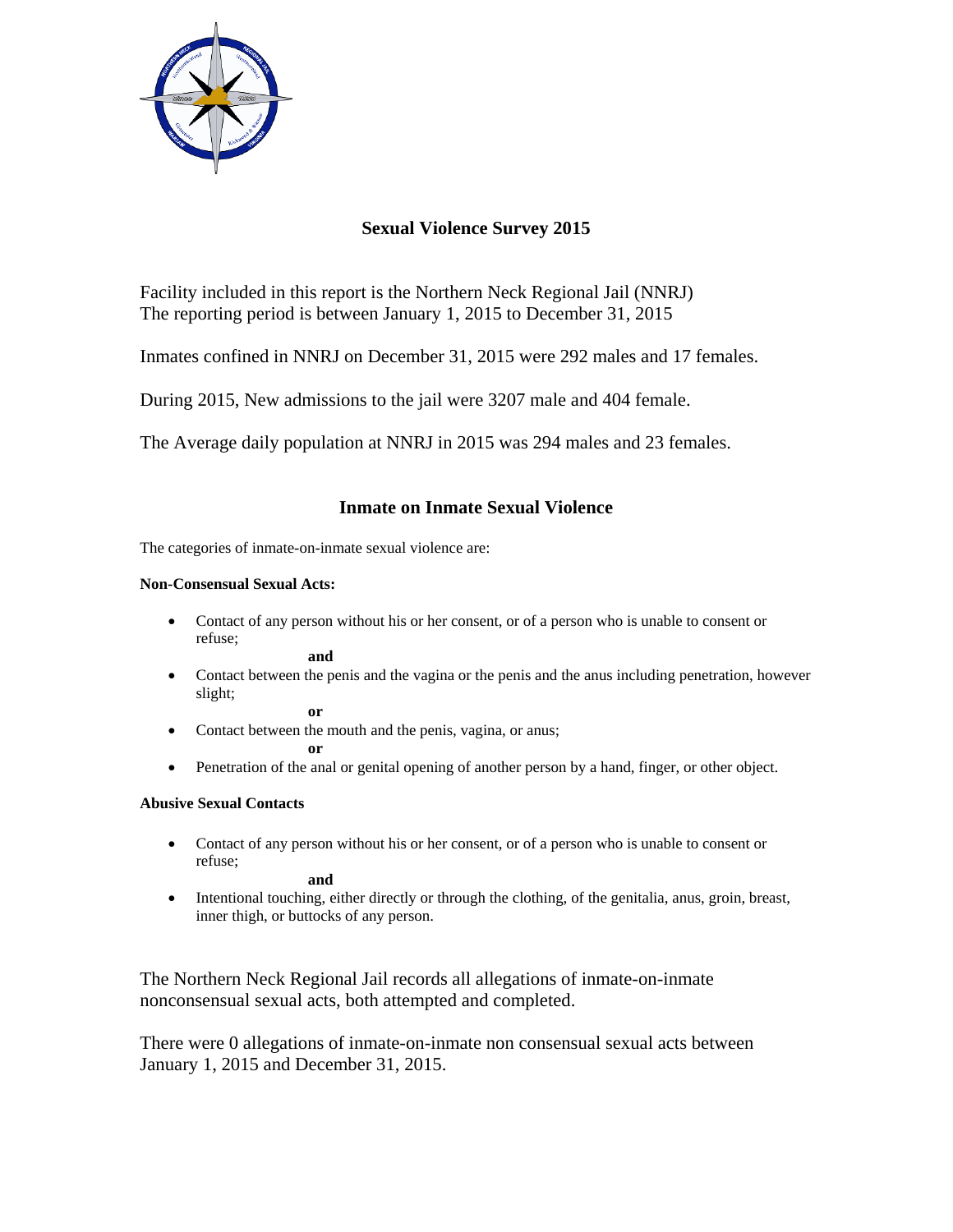## Sexual Violence Survey 2015

Facility included in this report is the Northern Neck Regional Jail (NNRJ)
The reporting period is between January 1, 2015 to December 31, 2015

Inmates confined in NNRJ on December 31, 2015 were 292 males and 17 females.

During 2015, New admissions to the jail were 3207 male and 404 female.

The Average daily population at NNRJ in 2015 was 294 males and 23 females.

## Inmate on Inmate Sexual Violence

The categories of inmate-on-inmate sexual violence are:

**Non-Consensual Sexual Acts:**

- Contact of any person without his or her consent, or of a person who is unable to consent or refuse;

  **and**

- Contact between the penis and the vagina or the penis and the anus including penetration, however slight;

  **or**

- Contact between the mouth and the penis, vagina, or anus;

  **or**

- Penetration of the anal or genital opening of another person by a hand, finger, or other object.

**Abusive Sexual Contacts**

- Contact of any person without his or her consent, or of a person who is unable to consent or refuse;

  **and**

- Intentional touching, either directly or through the clothing, of the genitalia, anus, groin, breast, inner thigh, or buttocks of any person.

The Northern Neck Regional Jail records all allegations of inmate-on-inmate nonconsensual sexual acts, both attempted and completed.

There were 0 allegations of inmate-on-inmate non consensual sexual acts between January 1, 2015 and December 31, 2015.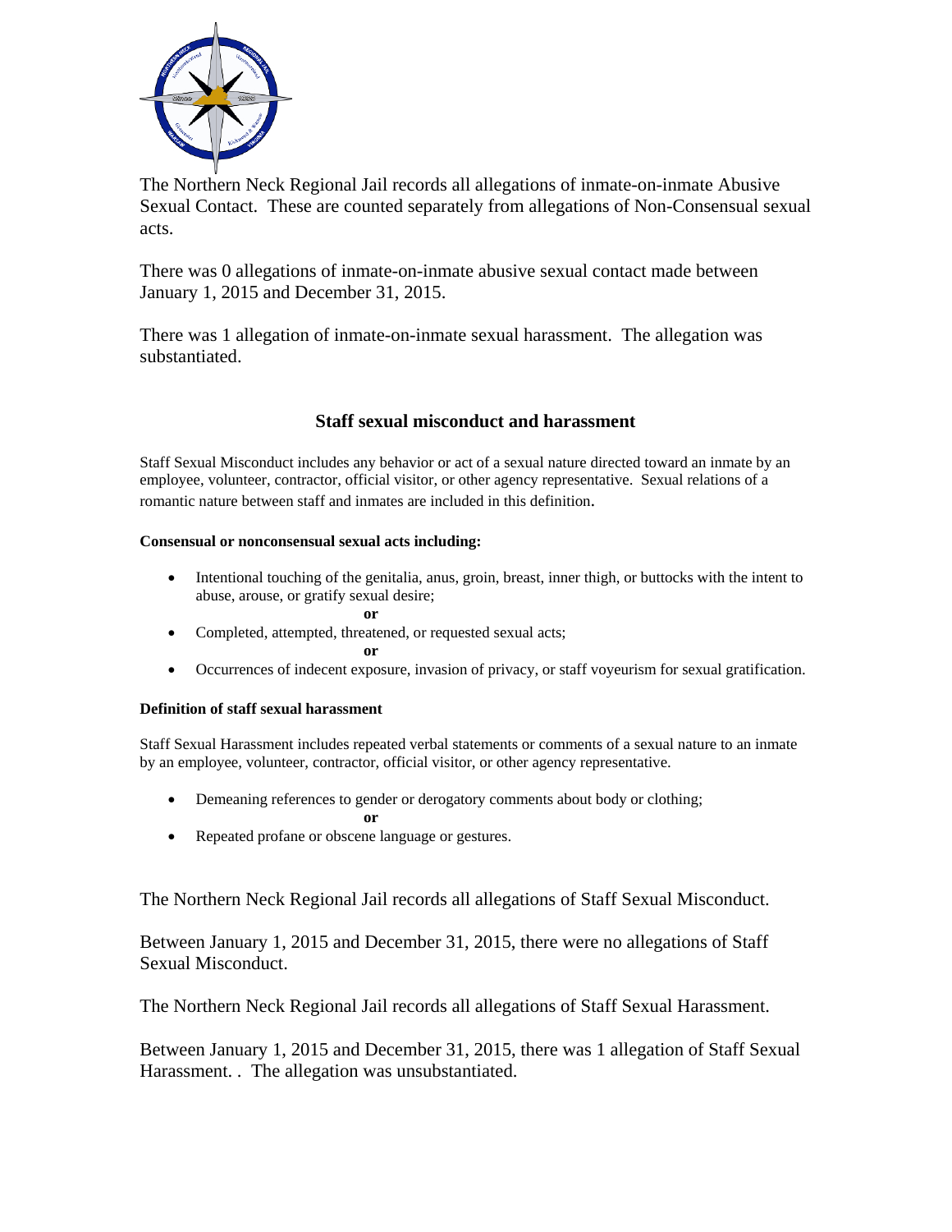The Northern Neck Regional Jail records all allegations of inmate-on-inmate Abusive Sexual Contact. These are counted separately from allegations of Non-Consensual sexual acts.

There was 0 allegations of inmate-on-inmate abusive sexual contact made between January 1, 2015 and December 31, 2015.

There was 1 allegation of inmate-on-inmate sexual harassment. The allegation was substantiated.

## Staff sexual misconduct and harassment

Staff Sexual Misconduct includes any behavior or act of a sexual nature directed toward an inmate by an employee, volunteer, contractor, official visitor, or other agency representative. Sexual relations of a romantic nature between staff and inmates are included in this definition.

**Consensual or nonconsensual sexual acts including:**

- Intentional touching of the genitalia, anus, groin, breast, inner thigh, or buttocks with the intent to abuse, arouse, or gratify sexual desire;

  **or**
- Completed, attempted, threatened, or requested sexual acts;

  **or**
- Occurrences of indecent exposure, invasion of privacy, or staff voyeurism for sexual gratification.

**Definition of staff sexual harassment**

Staff Sexual Harassment includes repeated verbal statements or comments of a sexual nature to an inmate by an employee, volunteer, contractor, official visitor, or other agency representative.

- Demeaning references to gender or derogatory comments about body or clothing;

  **or**
- Repeated profane or obscene language or gestures.

The Northern Neck Regional Jail records all allegations of Staff Sexual Misconduct.

Between January 1, 2015 and December 31, 2015, there were no allegations of Staff Sexual Misconduct.

The Northern Neck Regional Jail records all allegations of Staff Sexual Harassment.

Between January 1, 2015 and December 31, 2015, there was 1 allegation of Staff Sexual Harassment. . The allegation was unsubstantiated.